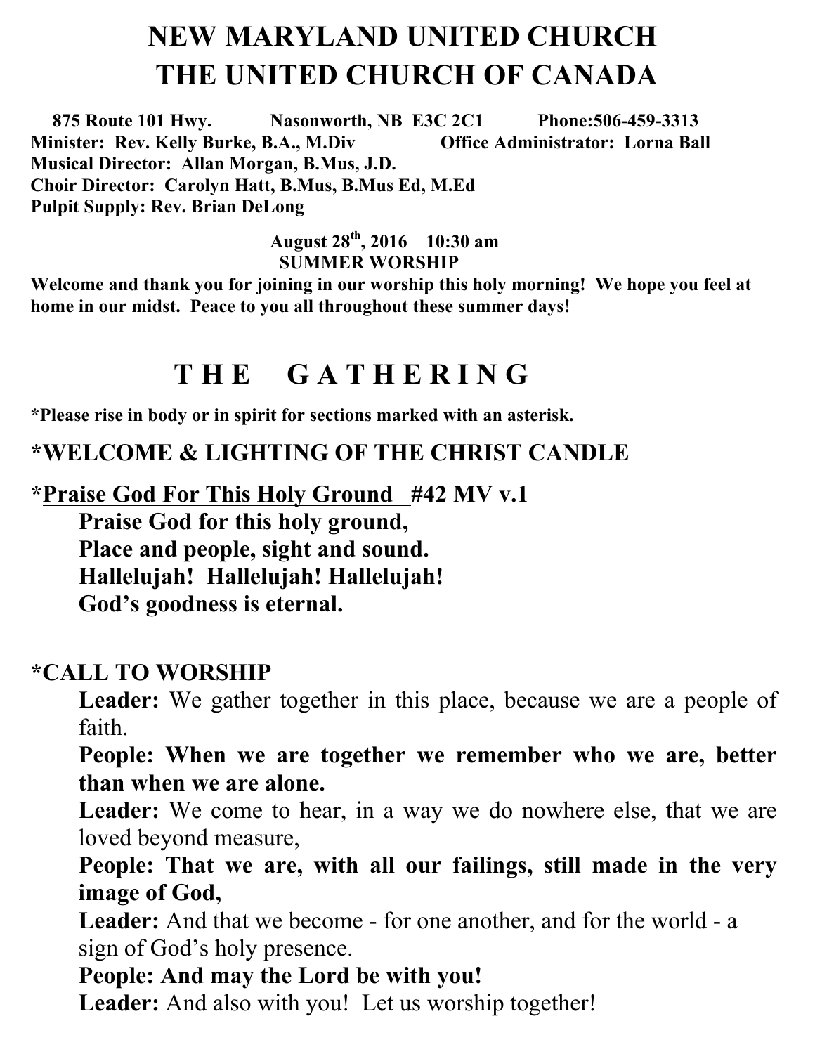# NEW MARYLAND UNITED CHURCH
# THE UNITED CHURCH OF CANADA

**875 Route 101 Hwy. Nasonworth, NB E3C 2C1 Phone:506-459-3313**
**Minister: Rev. Kelly Burke, B.A., M.Div Office Administrator: Lorna Ball**
**Musical Director: Allan Morgan, B.Mus, J.D.**
**Choir Director: Carolyn Hatt, B.Mus, B.Mus Ed, M.Ed**
**Pulpit Supply: Rev. Brian DeLong**

**August 28th, 2016 10:30 am**
**SUMMER WORSHIP**

**Welcome and thank you for joining in our worship this holy morning! We hope you feel at home in our midst. Peace to you all throughout these summer days!**

## T H E G A T H E R I N G

**\*Please rise in body or in spirit for sections marked with an asterisk.**

### *WELCOME & LIGHTING OF THE CHRIST CANDLE

### *Praise God For This Holy Ground #42 MV v.1

**Praise God for this holy ground,**
**Place and people, sight and sound.**
**Hallelujah! Hallelujah! Hallelujah!**
**God's goodness is eternal.**

### *CALL TO WORSHIP

**Leader:** We gather together in this place, because we are a people of faith.

**People: When we are together we remember who we are, better than when we are alone.**

**Leader:** We come to hear, in a way we do nowhere else, that we are loved beyond measure,

**People: That we are, with all our failings, still made in the very image of God,**

**Leader:** And that we become - for one another, and for the world - a sign of God's holy presence.

**People: And may the Lord be with you!**

**Leader:** And also with you! Let us worship together!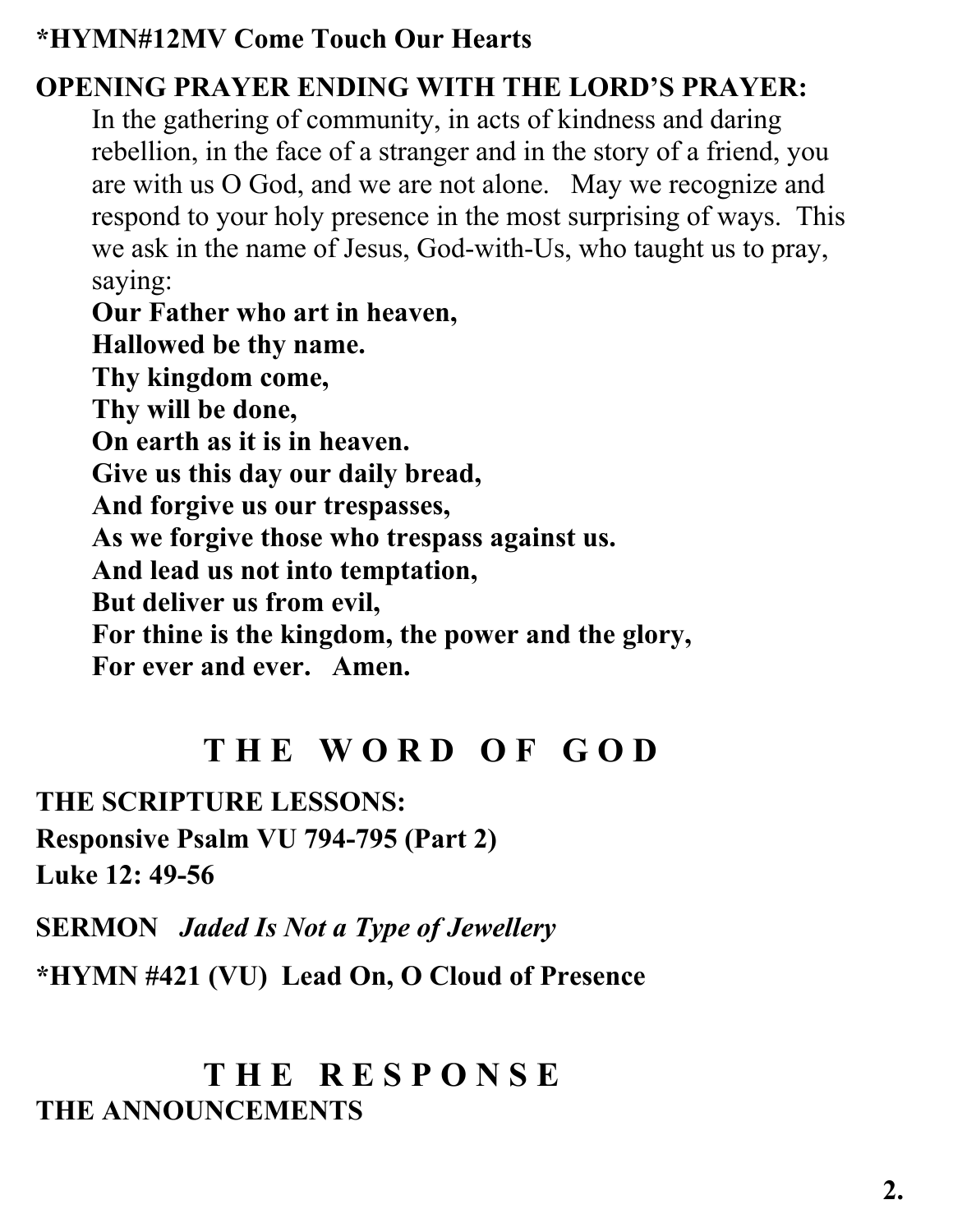**\*HYMN#12MV Come Touch Our Hearts**

**OPENING PRAYER ENDING WITH THE LORD'S PRAYER:**

In the gathering of community, in acts of kindness and daring rebellion, in the face of a stranger and in the story of a friend, you are with us O God, and we are not alone. May we recognize and respond to your holy presence in the most surprising of ways. This we ask in the name of Jesus, God-with-Us, who taught us to pray, saying:

**Our Father who art in heaven,**
**Hallowed be thy name.**
**Thy kingdom come,**
**Thy will be done,**
**On earth as it is in heaven.**
**Give us this day our daily bread,**
**And forgive us our trespasses,**
**As we forgive those who trespass against us.**
**And lead us not into temptation,**
**But deliver us from evil,**
**For thine is the kingdom, the power and the glory,**
**For ever and ever. Amen.**

## THE WORD OF GOD

**THE SCRIPTURE LESSONS:**
**Responsive Psalm VU 794-795 (Part 2)**
**Luke 12: 49-56**

**SERMON** ***Jaded Is Not a Type of Jewellery***

**\*HYMN #421 (VU) Lead On, O Cloud of Presence**

## THE RESPONSE

**THE ANNOUNCEMENTS**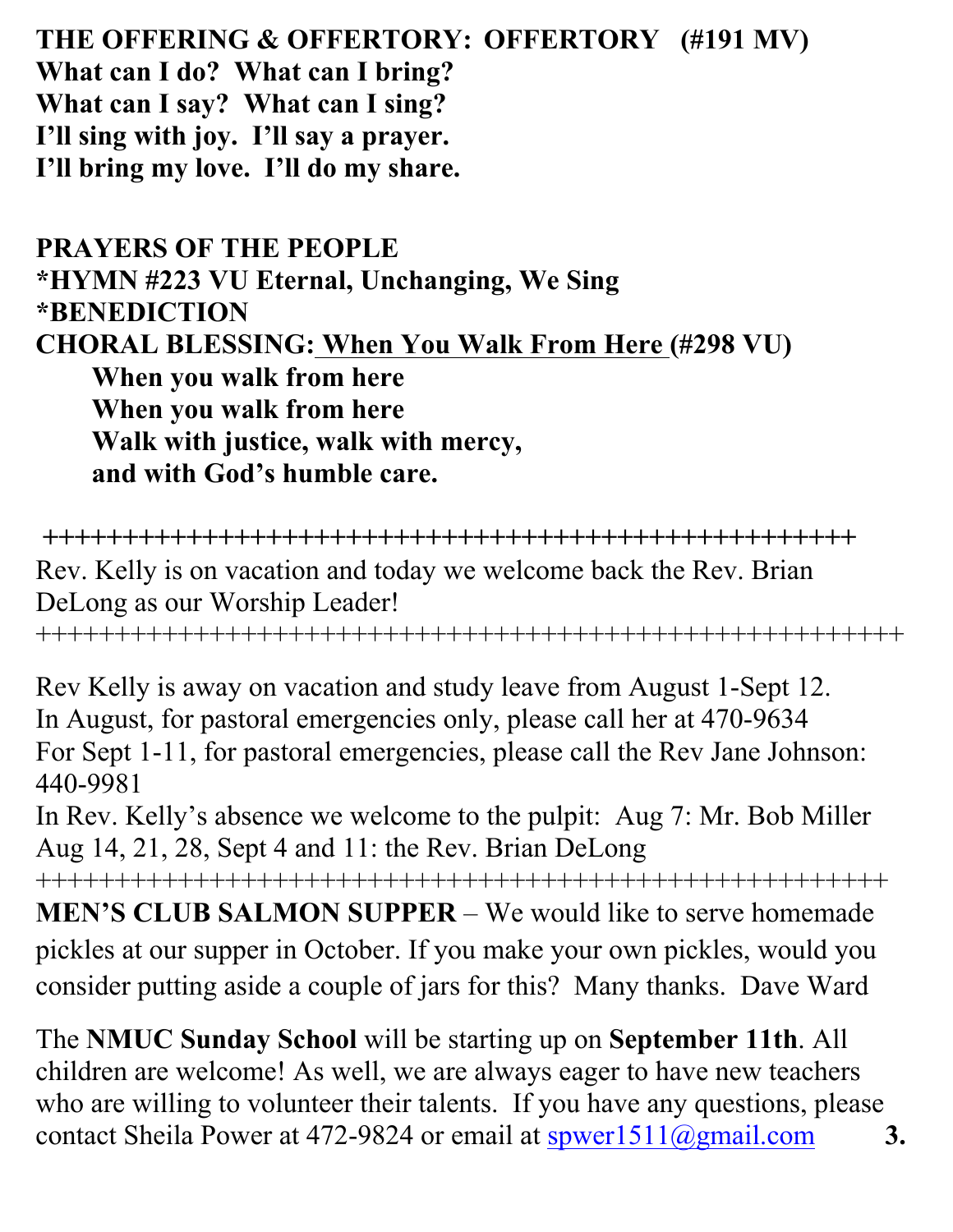**THE OFFERING & OFFERTORY: OFFERTORY (#191 MV)**
**What can I do? What can I bring?**
**What can I say? What can I sing?**
**I'll sing with joy. I'll say a prayer.**
**I'll bring my love. I'll do my share.**

**PRAYERS OF THE PEOPLE**
**\*HYMN #223 VU Eternal, Unchanging, We Sing**
**\*BENEDICTION**
**CHORAL BLESSING: <u>When You Walk From Here</u> (#298 VU)**

> **When you walk from here**
> **When you walk from here**
> **Walk with justice, walk with mercy,**
> **and with God's humble care.**

++++++++++++++++++++++++++++++++++++++++++++++++++++

Rev. Kelly is on vacation and today we welcome back the Rev. Brian DeLong as our Worship Leader!

++++++++++++++++++++++++++++++++++++++++++++++++++++

Rev Kelly is away on vacation and study leave from August 1-Sept 12.
In August, for pastoral emergencies only, please call her at 470-9634
For Sept 1-11, for pastoral emergencies, please call the Rev Jane Johnson: 440-9981
In Rev. Kelly's absence we welcome to the pulpit: Aug 7: Mr. Bob Miller
Aug 14, 21, 28, Sept 4 and 11: the Rev. Brian DeLong

++++++++++++++++++++++++++++++++++++++++++++++++++++

**MEN'S CLUB SALMON SUPPER** – We would like to serve homemade pickles at our supper in October. If you make your own pickles, would you consider putting aside a couple of jars for this? Many thanks. Dave Ward

The **NMUC Sunday School** will be starting up on **September 11th**. All children are welcome! As well, we are always eager to have new teachers who are willing to volunteer their talents. If you have any questions, please contact Sheila Power at 472-9824 or email at spwer1511@gmail.com